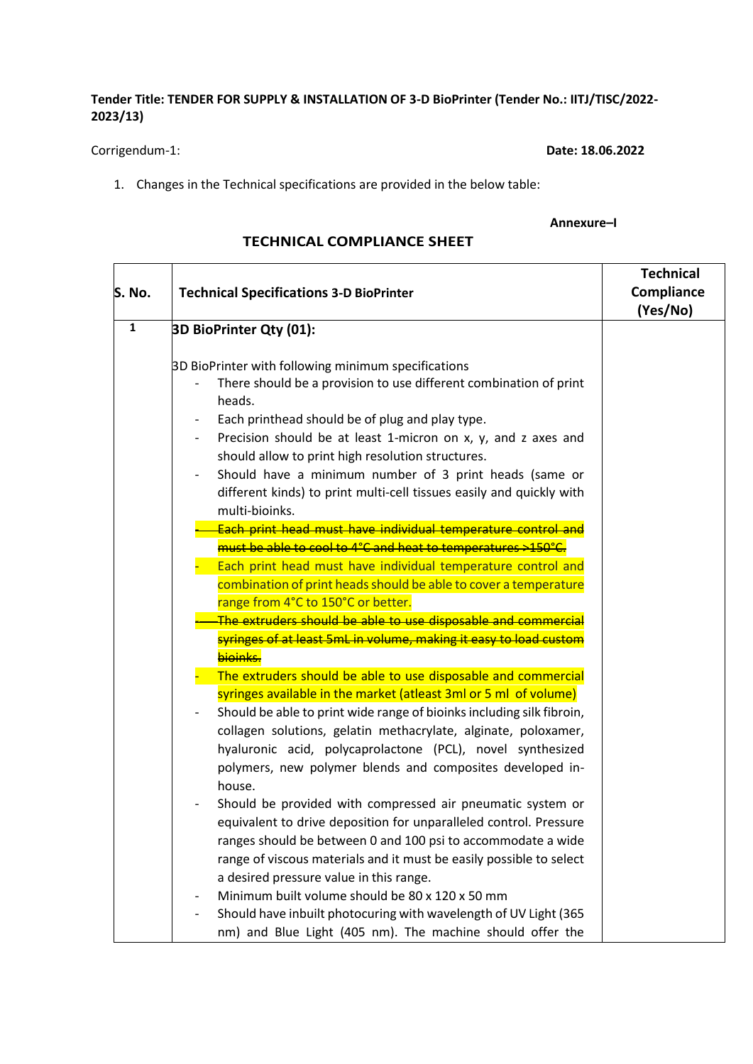**Tender Title: TENDER FOR SUPPLY & INSTALLATION OF 3-D BioPrinter (Tender No.: IITJ/TISC/2022-2023/13)**

Corrigendum-1: **Date: 18.06.2022**

1. Changes in the Technical specifications are provided in the below table:

**Annexure–I**

**TECHNICAL COMPLIANCE SHEET**

| S. No. | Technical Specifications 3-D BioPrinter | Technical Compliance (Yes/No) |
|---|---|---|
| 1 | **3D BioPrinter Qty (01):**<br><br>3D BioPrinter with following minimum specifications<br>- There should be a provision to use different combination of print heads.<br>- Each printhead should be of plug and play type.<br>- Precision should be at least 1-micron on x, y, and z axes and should allow to print high resolution structures.<br>- Should have a minimum number of 3 print heads (same or different kinds) to print multi-cell tissues easily and quickly with multi-bioinks.<br>- ~~Each print head must have individual temperature control and must be able to cool to 4°C and heat to temperatures >150°C.~~<br>- Each print head must have individual temperature control and combination of print heads should be able to cover a temperature range from 4°C to 150°C or better.<br>- ~~The extruders should be able to use disposable and commercial syringes of at least 5mL in volume, making it easy to load custom bioinks.~~<br>- The extruders should be able to use disposable and commercial syringes available in the market (atleast 3ml or 5 ml of volume)<br>- Should be able to print wide range of bioinks including silk fibroin, collagen solutions, gelatin methacrylate, alginate, poloxamer, hyaluronic acid, polycaprolactone (PCL), novel synthesized polymers, new polymer blends and composites developed in-house.<br>- Should be provided with compressed air pneumatic system or equivalent to drive deposition for unparalleled control. Pressure ranges should be between 0 and 100 psi to accommodate a wide range of viscous materials and it must be easily possible to select a desired pressure value in this range.<br>- Minimum built volume should be 80 x 120 x 50 mm<br>- Should have inbuilt photocuring with wavelength of UV Light (365 nm) and Blue Light (405 nm). The machine should offer the | |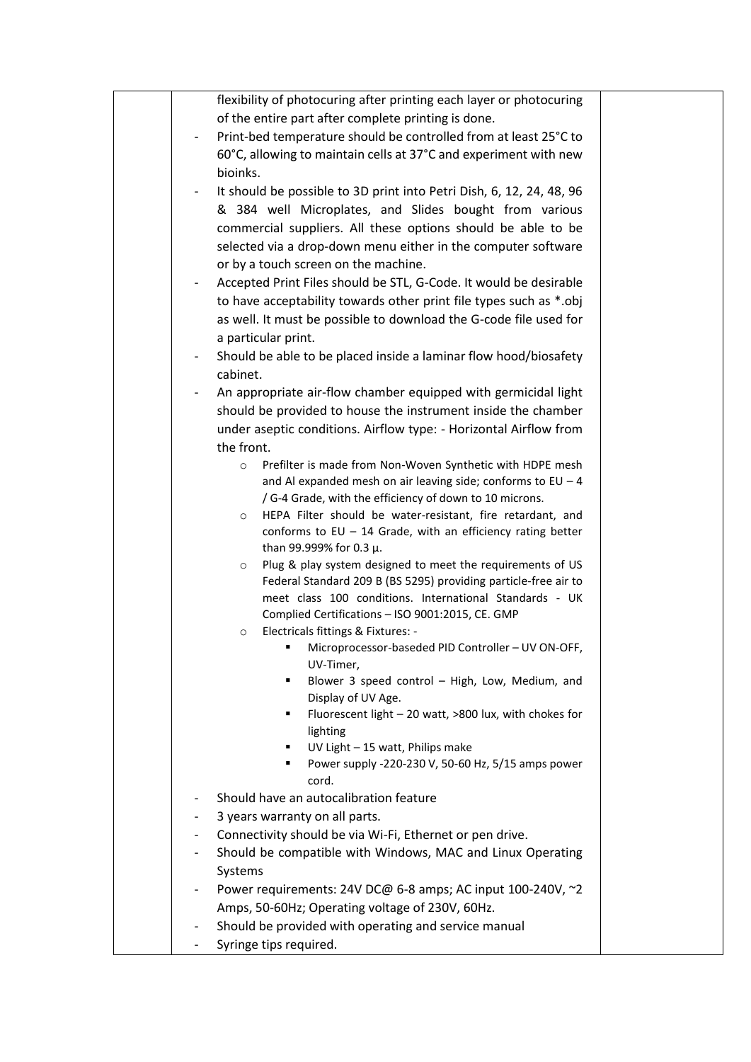| | | |
|---|---|---|
| | flexibility of photocuring after printing each layer or photocuring of the entire part after complete printing is done.<br>- Print-bed temperature should be controlled from at least 25°C to 60°C, allowing to maintain cells at 37°C and experiment with new bioinks.<br>- It should be possible to 3D print into Petri Dish, 6, 12, 24, 48, 96 & 384 well Microplates, and Slides bought from various commercial suppliers. All these options should be able to be selected via a drop-down menu either in the computer software or by a touch screen on the machine.<br>- Accepted Print Files should be STL, G-Code. It would be desirable to have acceptability towards other print file types such as *.obj as well. It must be possible to download the G-code file used for a particular print.<br>- Should be able to be placed inside a laminar flow hood/biosafety cabinet.<br>- An appropriate air-flow chamber equipped with germicidal light should be provided to house the instrument inside the chamber under aseptic conditions. Airflow type: - Horizontal Airflow from the front.<br>&nbsp;&nbsp;o Prefilter is made from Non-Woven Synthetic with HDPE mesh and Al expanded mesh on air leaving side; conforms to EU – 4 / G-4 Grade, with the efficiency of down to 10 microns.<br>&nbsp;&nbsp;o HEPA Filter should be water-resistant, fire retardant, and conforms to EU – 14 Grade, with an efficiency rating better than 99.999% for 0.3 µ.<br>&nbsp;&nbsp;o Plug & play system designed to meet the requirements of US Federal Standard 209 B (BS 5295) providing particle-free air to meet class 100 conditions. International Standards - UK Complied Certifications – ISO 9001:2015, CE. GMP<br>&nbsp;&nbsp;o Electricals fittings & Fixtures: -<br>&nbsp;&nbsp;&nbsp;&nbsp;▪ Microprocessor-baseded PID Controller – UV ON-OFF, UV-Timer,<br>&nbsp;&nbsp;&nbsp;&nbsp;▪ Blower 3 speed control – High, Low, Medium, and Display of UV Age.<br>&nbsp;&nbsp;&nbsp;&nbsp;▪ Fluorescent light – 20 watt, >800 lux, with chokes for lighting<br>&nbsp;&nbsp;&nbsp;&nbsp;▪ UV Light – 15 watt, Philips make<br>&nbsp;&nbsp;&nbsp;&nbsp;▪ Power supply -220-230 V, 50-60 Hz, 5/15 amps power cord.<br>- Should have an autocalibration feature<br>- 3 years warranty on all parts.<br>- Connectivity should be via Wi-Fi, Ethernet or pen drive.<br>- Should be compatible with Windows, MAC and Linux Operating Systems<br>- Power requirements: 24V DC@ 6-8 amps; AC input 100-240V, ~2 Amps, 50-60Hz; Operating voltage of 230V, 60Hz.<br>- Should be provided with operating and service manual<br>- Syringe tips required. | |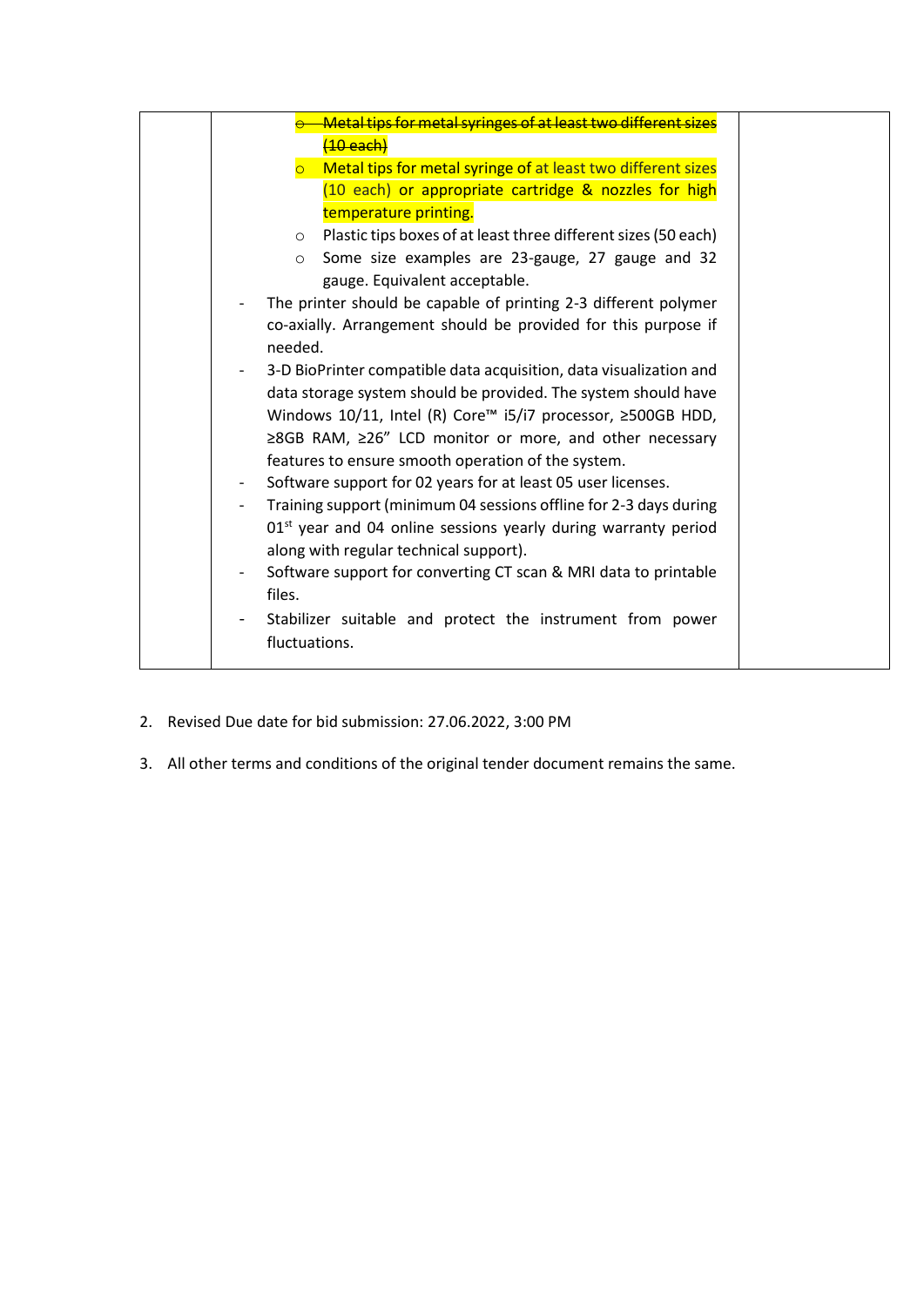| | | |
|---|---|---|
| | ~~Metal tips for metal syringes of at least two different sizes (10 each)~~<br>- Metal tips for metal syringe of at least two different sizes (10 each) or appropriate cartridge & nozzles for high temperature printing.<br>- Plastic tips boxes of at least three different sizes (50 each)<br>- Some size examples are 23-gauge, 27 gauge and 32 gauge. Equivalent acceptable.<br><br>- The printer should be capable of printing 2-3 different polymer co-axially. Arrangement should be provided for this purpose if needed.<br>- 3-D BioPrinter compatible data acquisition, data visualization and data storage system should be provided. The system should have Windows 10/11, Intel (R) Core™ i5/i7 processor, ≥500GB HDD, ≥8GB RAM, ≥26" LCD monitor or more, and other necessary features to ensure smooth operation of the system.<br>- Software support for 02 years for at least 05 user licenses.<br>- Training support (minimum 04 sessions offline for 2-3 days during 01st year and 04 online sessions yearly during warranty period along with regular technical support).<br>- Software support for converting CT scan & MRI data to printable files.<br>- Stabilizer suitable and protect the instrument from power fluctuations. | |

2. Revised Due date for bid submission: 27.06.2022, 3:00 PM
3. All other terms and conditions of the original tender document remains the same.